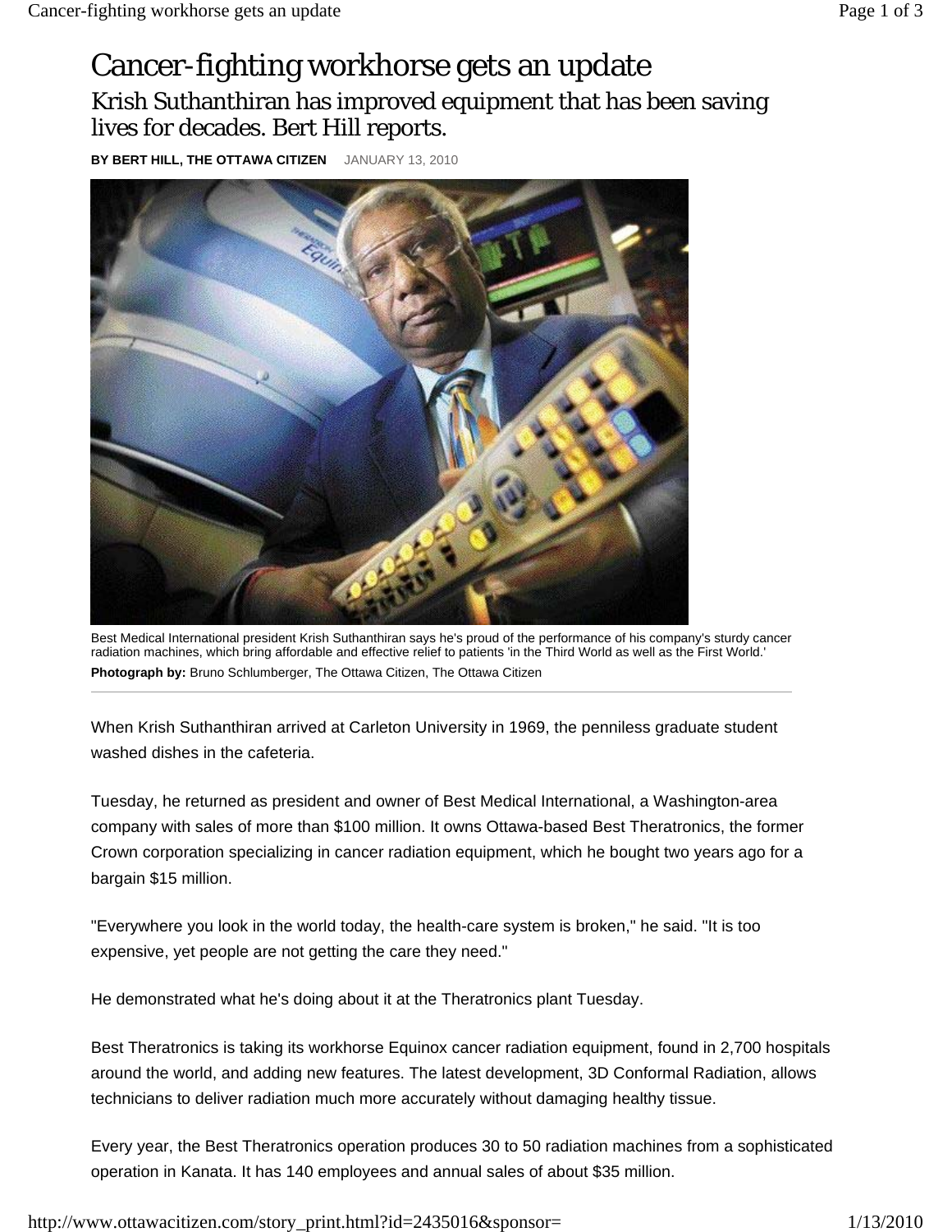# Cancer-fighting workhorse gets an update

## Krish Suthanthiran has improved equipment that has been saving lives for decades. Bert Hill reports.

**BY BERT HILL, THE OTTAWA CITIZEN** JANUARY 13, 2010

Best Medical International president Krish Suthanthiran says he's proud of the performance of his company's sturdy cancer radiation machines, which bring affordable and effective relief to patients 'in the Third World as well as the First World.'

**Photograph by:** Bruno Schlumberger, The Ottawa Citizen, The Ottawa Citizen

When Krish Suthanthiran arrived at Carleton University in 1969, the penniless graduate student washed dishes in the cafeteria.

Tuesday, he returned as president and owner of Best Medical International, a Washington-area company with sales of more than $100 million. It owns Ottawa-based Best Theratronics, the former Crown corporation specializing in cancer radiation equipment, which he bought two years ago for a bargain $15 million.

"Everywhere you look in the world today, the health-care system is broken," he said. "It is too expensive, yet people are not getting the care they need."

He demonstrated what he's doing about it at the Theratronics plant Tuesday.

Best Theratronics is taking its workhorse Equinox cancer radiation equipment, found in 2,700 hospitals around the world, and adding new features. The latest development, 3D Conformal Radiation, allows technicians to deliver radiation much more accurately without damaging healthy tissue.

Every year, the Best Theratronics operation produces 30 to 50 radiation machines from a sophisticated operation in Kanata. It has 140 employees and annual sales of about $35 million.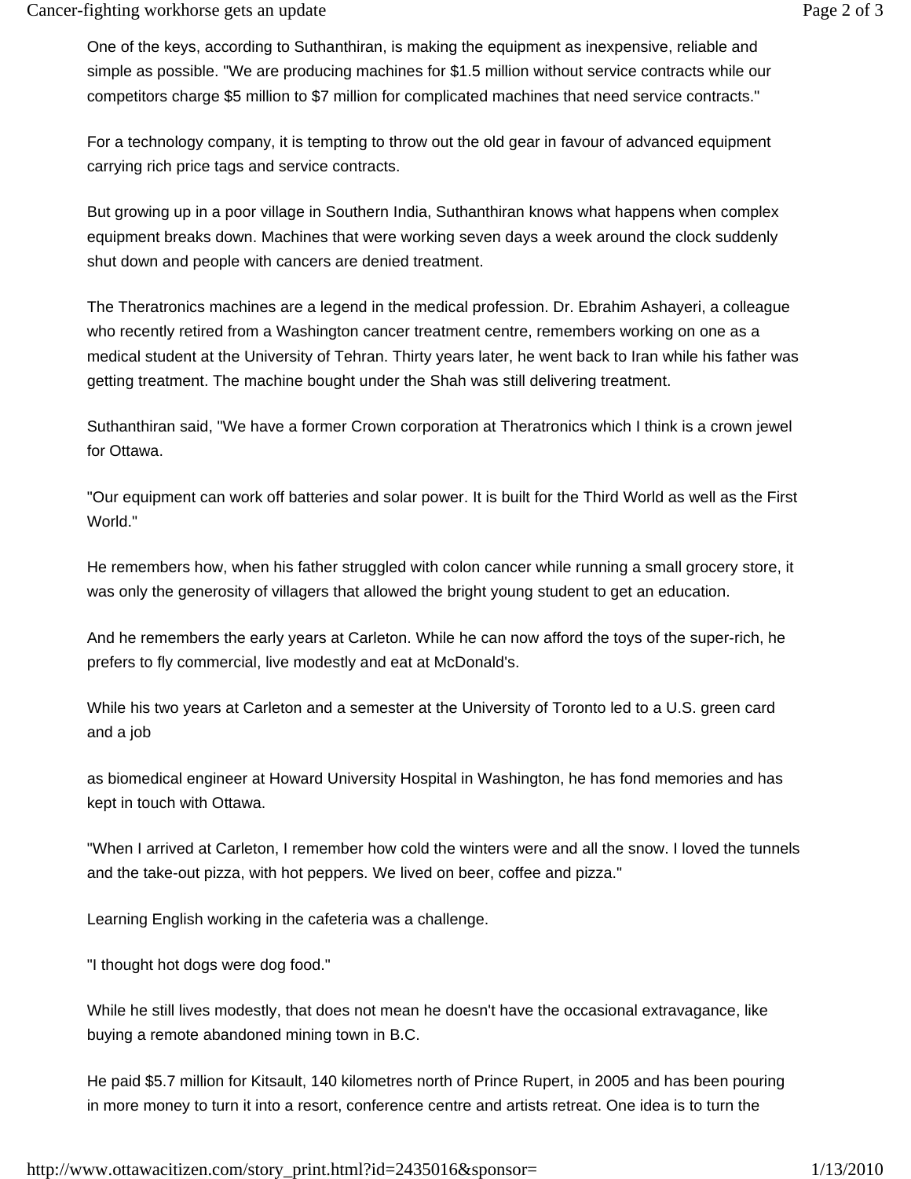One of the keys, according to Suthanthiran, is making the equipment as inexpensive, reliable and simple as possible. "We are producing machines for $1.5 million without service contracts while our competitors charge $5 million to $7 million for complicated machines that need service contracts."

For a technology company, it is tempting to throw out the old gear in favour of advanced equipment carrying rich price tags and service contracts.

But growing up in a poor village in Southern India, Suthanthiran knows what happens when complex equipment breaks down. Machines that were working seven days a week around the clock suddenly shut down and people with cancers are denied treatment.

The Theratronics machines are a legend in the medical profession. Dr. Ebrahim Ashayeri, a colleague who recently retired from a Washington cancer treatment centre, remembers working on one as a medical student at the University of Tehran. Thirty years later, he went back to Iran while his father was getting treatment. The machine bought under the Shah was still delivering treatment.

Suthanthiran said, "We have a former Crown corporation at Theratronics which I think is a crown jewel for Ottawa.

"Our equipment can work off batteries and solar power. It is built for the Third World as well as the First World."

He remembers how, when his father struggled with colon cancer while running a small grocery store, it was only the generosity of villagers that allowed the bright young student to get an education.

And he remembers the early years at Carleton. While he can now afford the toys of the super-rich, he prefers to fly commercial, live modestly and eat at McDonald's.

While his two years at Carleton and a semester at the University of Toronto led to a U.S. green card and a job as biomedical engineer at Howard University Hospital in Washington, he has fond memories and has kept in touch with Ottawa.

"When I arrived at Carleton, I remember how cold the winters were and all the snow. I loved the tunnels and the take-out pizza, with hot peppers. We lived on beer, coffee and pizza."

Learning English working in the cafeteria was a challenge.

"I thought hot dogs were dog food."

While he still lives modestly, that does not mean he doesn't have the occasional extravagance, like buying a remote abandoned mining town in B.C.

He paid $5.7 million for Kitsault, 140 kilometres north of Prince Rupert, in 2005 and has been pouring in more money to turn it into a resort, conference centre and artists retreat. One idea is to turn the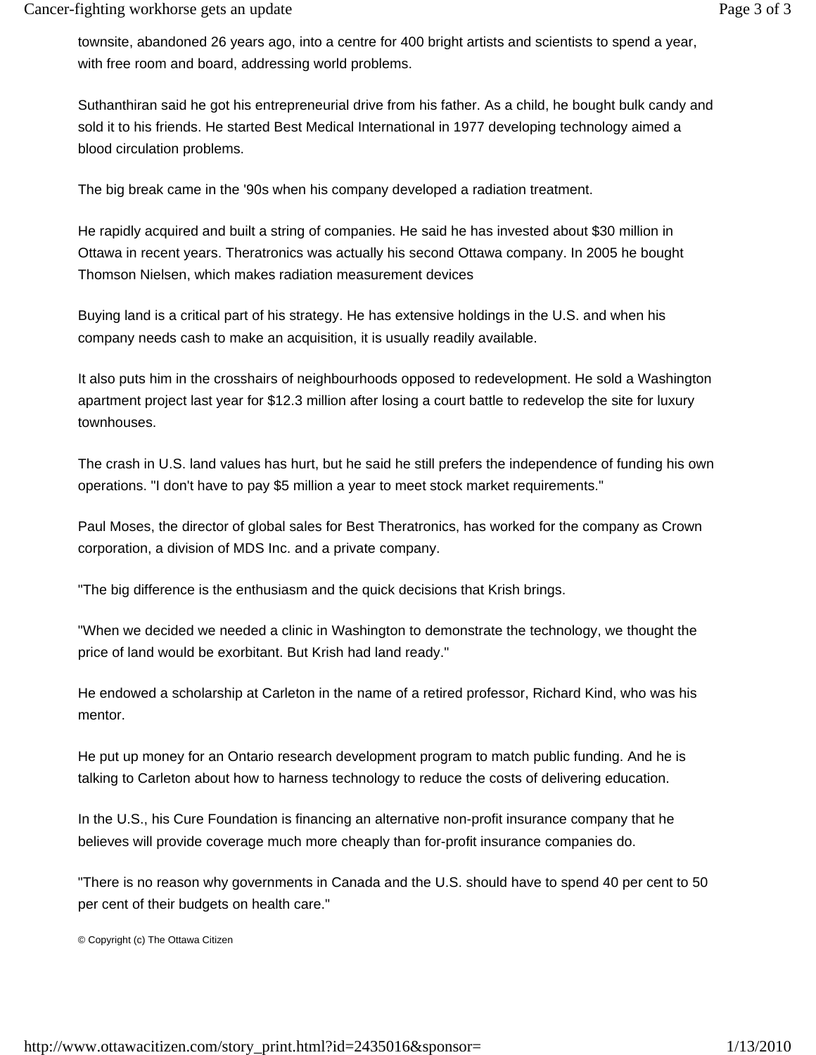townsite, abandoned 26 years ago, into a centre for 400 bright artists and scientists to spend a year, with free room and board, addressing world problems.

Suthanthiran said he got his entrepreneurial drive from his father. As a child, he bought bulk candy and sold it to his friends. He started Best Medical International in 1977 developing technology aimed a blood circulation problems.

The big break came in the '90s when his company developed a radiation treatment.

He rapidly acquired and built a string of companies. He said he has invested about $30 million in Ottawa in recent years. Theratronics was actually his second Ottawa company. In 2005 he bought Thomson Nielsen, which makes radiation measurement devices

Buying land is a critical part of his strategy. He has extensive holdings in the U.S. and when his company needs cash to make an acquisition, it is usually readily available.

It also puts him in the crosshairs of neighbourhoods opposed to redevelopment. He sold a Washington apartment project last year for $12.3 million after losing a court battle to redevelop the site for luxury townhouses.

The crash in U.S. land values has hurt, but he said he still prefers the independence of funding his own operations. "I don't have to pay $5 million a year to meet stock market requirements."

Paul Moses, the director of global sales for Best Theratronics, has worked for the company as Crown corporation, a division of MDS Inc. and a private company.

"The big difference is the enthusiasm and the quick decisions that Krish brings.

"When we decided we needed a clinic in Washington to demonstrate the technology, we thought the price of land would be exorbitant. But Krish had land ready."

He endowed a scholarship at Carleton in the name of a retired professor, Richard Kind, who was his mentor.

He put up money for an Ontario research development program to match public funding. And he is talking to Carleton about how to harness technology to reduce the costs of delivering education.

In the U.S., his Cure Foundation is financing an alternative non-profit insurance company that he believes will provide coverage much more cheaply than for-profit insurance companies do.

"There is no reason why governments in Canada and the U.S. should have to spend 40 per cent to 50 per cent of their budgets on health care."

© Copyright (c) The Ottawa Citizen